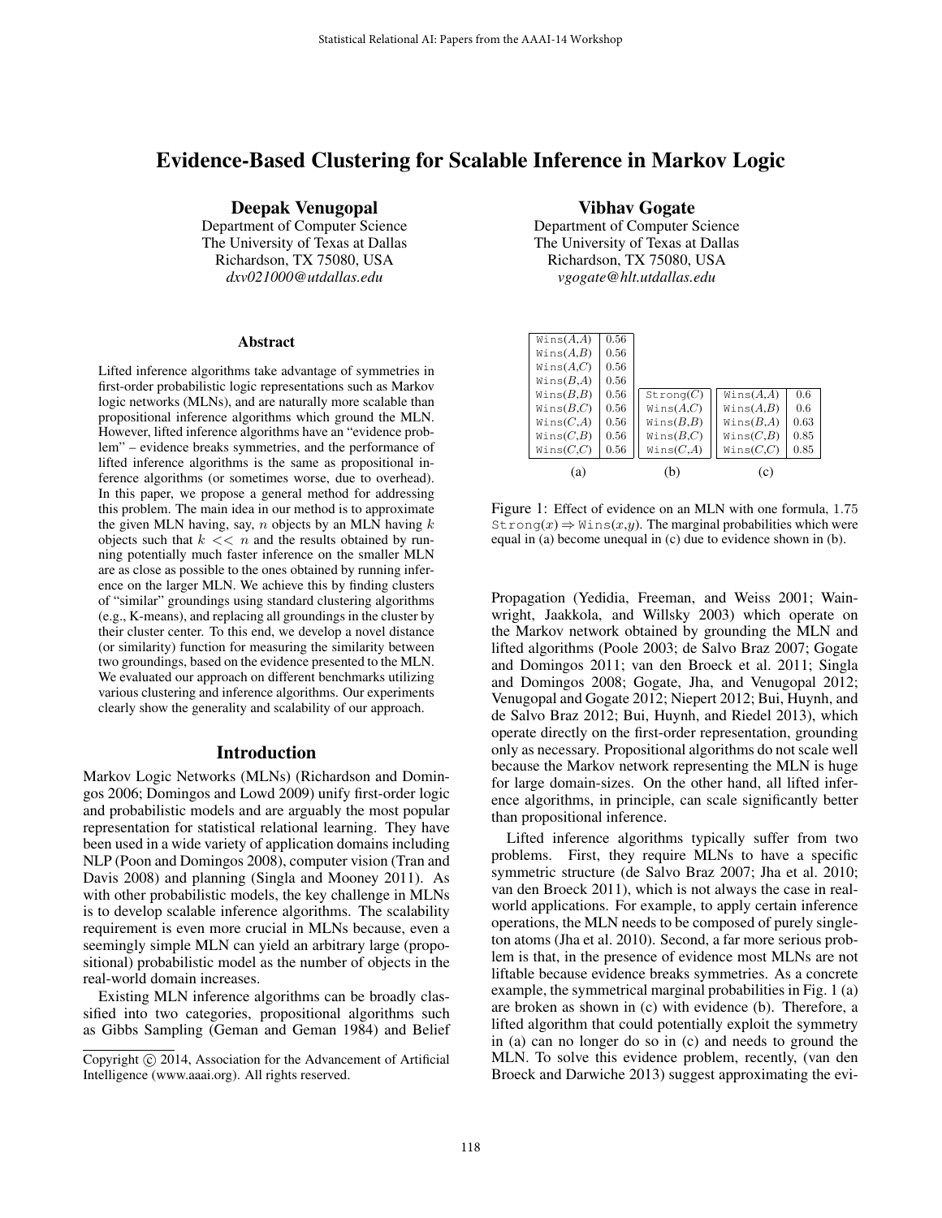# Evidence-Based Clustering for Scalable Inference in Markov Logic

**Deepak Venugopal**
Department of Computer Science
The University of Texas at Dallas
Richardson, TX 75080, USA
*dxv021000@utdallas.edu*

**Vibhav Gogate**
Department of Computer Science
The University of Texas at Dallas
Richardson, TX 75080, USA
*vgogate@hlt.utdallas.edu*

## Abstract

Lifted inference algorithms take advantage of symmetries in first-order probabilistic logic representations such as Markov logic networks (MLNs), and are naturally more scalable than propositional inference algorithms which ground the MLN. However, lifted inference algorithms have an "evidence problem" – evidence breaks symmetries, and the performance of lifted inference algorithms is the same as propositional inference algorithms (or sometimes worse, due to overhead). In this paper, we propose a general method for addressing this problem. The main idea in our method is to approximate the given MLN having, say, $n$ objects by an MLN having $k$ objects such that $k << n$ and the results obtained by running potentially much faster inference on the smaller MLN are as close as possible to the ones obtained by running inference on the larger MLN. We achieve this by finding clusters of "similar" groundings using standard clustering algorithms (e.g., K-means), and replacing all groundings in the cluster by their cluster center. To this end, we develop a novel distance (or similarity) function for measuring the similarity between two groundings, based on the evidence presented to the MLN. We evaluated our approach on different benchmarks utilizing various clustering and inference algorithms. Our experiments clearly show the generality and scalability of our approach.

## Introduction

Markov Logic Networks (MLNs) (Richardson and Domingos 2006; Domingos and Lowd 2009) unify first-order logic and probabilistic models and are arguably the most popular representation for statistical relational learning. They have been used in a wide variety of application domains including NLP (Poon and Domingos 2008), computer vision (Tran and Davis 2008) and planning (Singla and Mooney 2011). As with other probabilistic models, the key challenge in MLNs is to develop scalable inference algorithms. The scalability requirement is even more crucial in MLNs because, even a seemingly simple MLN can yield an arbitrary large (propositional) probabilistic model as the number of objects in the real-world domain increases.

Existing MLN inference algorithms can be broadly classified into two categories, propositional algorithms such as Gibbs Sampling (Geman and Geman 1984) and Belief Propagation (Yedidia, Freeman, and Weiss 2001; Wainwright, Jaakkola, and Willsky 2003) which operate on the Markov network obtained by grounding the MLN and lifted algorithms (Poole 2003; de Salvo Braz 2007; Gogate and Domingos 2011; van den Broeck et al. 2011; Singla and Domingos 2008; Gogate, Jha, and Venugopal 2012; Venugopal and Gogate 2012; Niepert 2012; Bui, Huynh, and de Salvo Braz 2012; Bui, Huynh, and Riedel 2013), which operate directly on the first-order representation, grounding only as necessary. Propositional algorithms do not scale well because the Markov network representing the MLN is huge for large domain-sizes. On the other hand, all lifted inference algorithms, in principle, can scale significantly better than propositional inference.

| Wins(A,A) | 0.56 |
|---|---|
| Wins(A,B) | 0.56 |
| Wins(A,C) | 0.56 |
| Wins(B,A) | 0.56 |
| Wins(B,B) | 0.56 |
| Wins(B,C) | 0.56 |
| Wins(C,A) | 0.56 |
| Wins(C,B) | 0.56 |
| Wins(C,C) | 0.56 |

(a)

| Strong(C) |
|---|
| Wins(A,C) |
| Wins(B,B) |
| Wins(B,C) |
| Wins(C,A) |

(b)

| Wins(A,A) | 0.6 |
|---|---|
| Wins(A,B) | 0.6 |
| Wins(B,A) | 0.63 |
| Wins(C,B) | 0.85 |
| Wins(C,C) | 0.85 |

(c)

Figure 1: Effect of evidence on an MLN with one formula, 1.75 Strong($x$) ⇒ Wins($x$,$y$). The marginal probabilities which were equal in (a) become unequal in (c) due to evidence shown in (b).

Lifted inference algorithms typically suffer from two problems. First, they require MLNs to have a specific symmetric structure (de Salvo Braz 2007; Jha et al. 2010; van den Broeck 2011), which is not always the case in real-world applications. For example, to apply certain inference operations, the MLN needs to be composed of purely singleton atoms (Jha et al. 2010). Second, a far more serious problem is that, in the presence of evidence most MLNs are not liftable because evidence breaks symmetries. As a concrete example, the symmetrical marginal probabilities in Fig. 1 (a) are broken as shown in (c) with evidence (b). Therefore, a lifted algorithm that could potentially exploit the symmetry in (a) can no longer do so in (c) and needs to ground the MLN. To solve this evidence problem, recently, (van den Broeck and Darwiche 2013) suggest approximating the evi-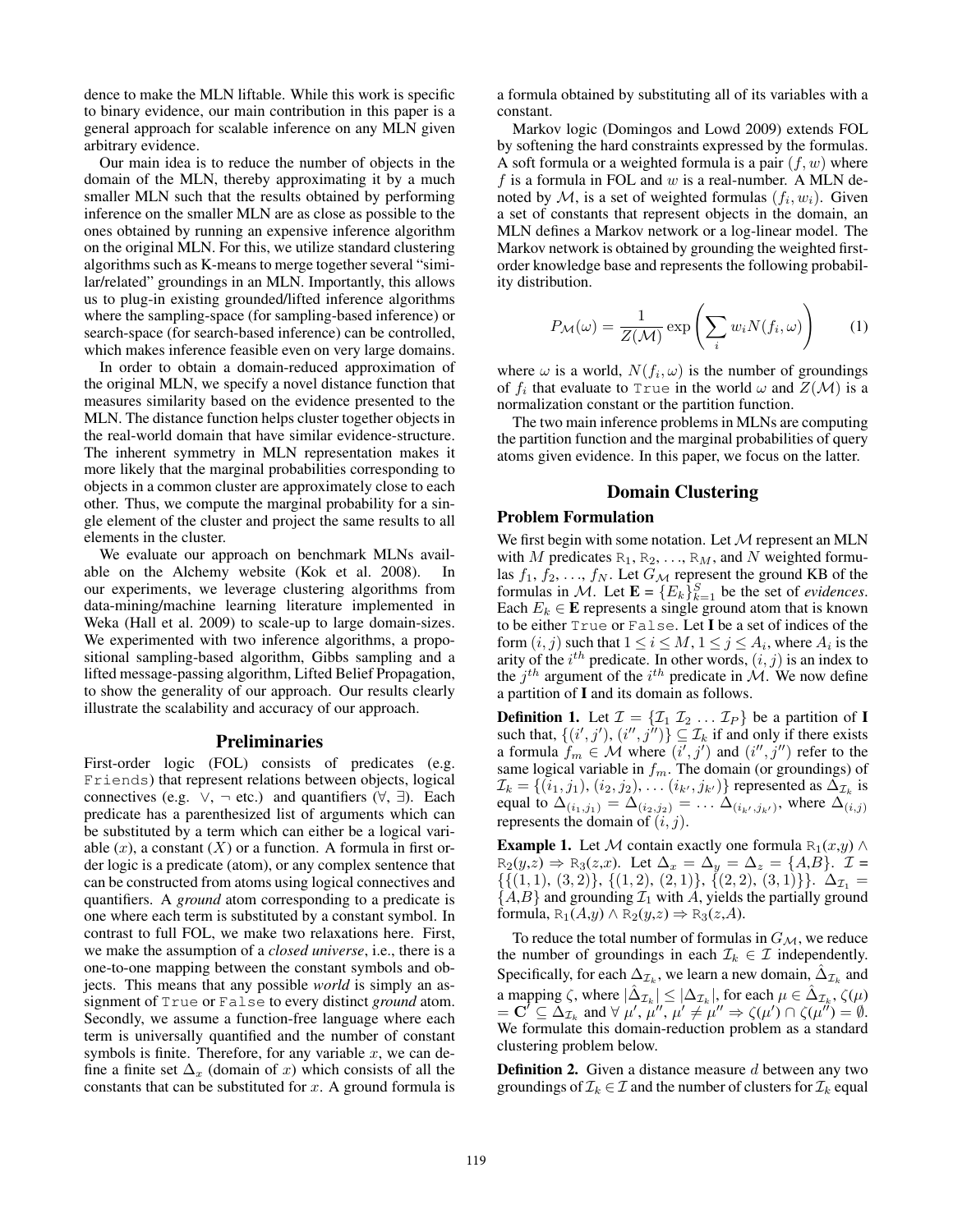dence to make the MLN liftable. While this work is specific to binary evidence, our main contribution in this paper is a general approach for scalable inference on any MLN given arbitrary evidence.

Our main idea is to reduce the number of objects in the domain of the MLN, thereby approximating it by a much smaller MLN such that the results obtained by performing inference on the smaller MLN are as close as possible to the ones obtained by running an expensive inference algorithm on the original MLN. For this, we utilize standard clustering algorithms such as K-means to merge together several "similar/related" groundings in an MLN. Importantly, this allows us to plug-in existing grounded/lifted inference algorithms where the sampling-space (for sampling-based inference) or search-space (for search-based inference) can be controlled, which makes inference feasible even on very large domains.

In order to obtain a domain-reduced approximation of the original MLN, we specify a novel distance function that measures similarity based on the evidence presented to the MLN. The distance function helps cluster together objects in the real-world domain that have similar evidence-structure. The inherent symmetry in MLN representation makes it more likely that the marginal probabilities corresponding to objects in a common cluster are approximately close to each other. Thus, we compute the marginal probability for a single element of the cluster and project the same results to all elements in the cluster.

We evaluate our approach on benchmark MLNs available on the Alchemy website (Kok et al. 2008). In our experiments, we leverage clustering algorithms from data-mining/machine learning literature implemented in Weka (Hall et al. 2009) to scale-up to large domain-sizes. We experimented with two inference algorithms, a propositional sampling-based algorithm, Gibbs sampling and a lifted message-passing algorithm, Lifted Belief Propagation, to show the generality of our approach. Our results clearly illustrate the scalability and accuracy of our approach.

## Preliminaries

First-order logic (FOL) consists of predicates (e.g. Friends) that represent relations between objects, logical connectives (e.g. $\vee$, $\neg$ etc.) and quantifiers ($\forall$, $\exists$). Each predicate has a parenthesized list of arguments which can be substituted by a term which can either be a logical variable ($x$), a constant ($X$) or a function. A formula in first order logic is a predicate (atom), or any complex sentence that can be constructed from atoms using logical connectives and quantifiers. A *ground* atom corresponding to a predicate is one where each term is substituted by a constant symbol. In contrast to full FOL, we make two relaxations here. First, we make the assumption of a *closed universe*, i.e., there is a one-to-one mapping between the constant symbols and objects. This means that any possible *world* is simply an assignment of True or False to every distinct *ground* atom. Secondly, we assume a function-free language where each term is universally quantified and the number of constant symbols is finite. Therefore, for any variable $x$, we can define a finite set $\Delta_x$ (domain of $x$) which consists of all the constants that can be substituted for $x$. A ground formula is a formula obtained by substituting all of its variables with a constant.

Markov logic (Domingos and Lowd 2009) extends FOL by softening the hard constraints expressed by the formulas. A soft formula or a weighted formula is a pair $(f, w)$ where $f$ is a formula in FOL and $w$ is a real-number. A MLN denoted by $\mathcal{M}$, is a set of weighted formulas $(f_i, w_i)$. Given a set of constants that represent objects in the domain, an MLN defines a Markov network or a log-linear model. The Markov network is obtained by grounding the weighted first-order knowledge base and represents the following probability distribution.

$$P_{\mathcal{M}}(\omega) = \frac{1}{Z(\mathcal{M})} \exp\left(\sum_i w_i N(f_i, \omega)\right) \quad (1)$$

where $\omega$ is a world, $N(f_i, \omega)$ is the number of groundings of $f_i$ that evaluate to True in the world $\omega$ and $Z(\mathcal{M})$ is a normalization constant or the partition function.

The two main inference problems in MLNs are computing the partition function and the marginal probabilities of query atoms given evidence. In this paper, we focus on the latter.

## Domain Clustering

### Problem Formulation

We first begin with some notation. Let $\mathcal{M}$ represent an MLN with $M$ predicates $\mathrm{R}_1, \mathrm{R}_2, \ldots, \mathrm{R}_M$, and $N$ weighted formulas $f_1, f_2, \ldots, f_N$. Let $G_{\mathcal{M}}$ represent the ground KB of the formulas in $\mathcal{M}$. Let $\mathbf{E} = \{E_k\}_{k=1}^{S}$ be the set of *evidences*. Each $E_k \in \mathbf{E}$ represents a single ground atom that is known to be either True or False. Let $\mathbf{I}$ be a set of indices of the form $(i, j)$ such that $1 \leq i \leq M$, $1 \leq j \leq A_i$, where $A_i$ is the arity of the $i^{th}$ predicate. In other words, $(i, j)$ is an index to the $j^{th}$ argument of the $i^{th}$ predicate in $\mathcal{M}$. We now define a partition of $\mathbf{I}$ and its domain as follows.

**Definition 1.** Let $\mathcal{I} = \{\mathcal{I}_1\ \mathcal{I}_2 \ldots \mathcal{I}_P\}$ be a partition of $\mathbf{I}$ such that, $\{(i', j'), (i'', j'')\} \subseteq \mathcal{I}_k$ if and only if there exists a formula $f_m \in \mathcal{M}$ where $(i', j')$ and $(i'', j'')$ refer to the same logical variable in $f_m$. The domain (or groundings) of $\mathcal{I}_k = \{(i_1, j_1), (i_2, j_2), \ldots (i_{k'}, j_{k'})\}$ represented as $\Delta_{\mathcal{I}_k}$ is equal to $\Delta_{(i_1,j_1)} = \Delta_{(i_2,j_2)} = \ldots \Delta_{(i_{k'},j_{k'})}$, where $\Delta_{(i,j)}$ represents the domain of $(i, j)$.

**Example 1.** Let $\mathcal{M}$ contain exactly one formula $\mathrm{R}_1(x,y) \wedge \mathrm{R}_2(y,z) \Rightarrow \mathrm{R}_3(z,x)$. Let $\Delta_x = \Delta_y = \Delta_z = \{A,B\}$. $\mathcal{I} = \{\{(1,1), (3,2)\}, \{(1,2), (2,1)\}, \{(2,2), (3,1)\}\}$. $\Delta_{\mathcal{I}_1} = \{A,B\}$ and grounding $\mathcal{I}_1$ with $A$, yields the partially ground formula, $\mathrm{R}_1(A,y) \wedge \mathrm{R}_2(y,z) \Rightarrow \mathrm{R}_3(z,A)$.

To reduce the total number of formulas in $G_{\mathcal{M}}$, we reduce the number of groundings in each $\mathcal{I}_k \in \mathcal{I}$ independently. Specifically, for each $\Delta_{\mathcal{I}_k}$, we learn a new domain, $\hat{\Delta}_{\mathcal{I}_k}$ and a mapping $\zeta$, where $|\hat{\Delta}_{\mathcal{I}_k}| \leq |\Delta_{\mathcal{I}_k}|$, for each $\mu \in \hat{\Delta}_{\mathcal{I}_k}$, $\zeta(\mu) = \mathbf{C}' \subseteq \Delta_{\mathcal{I}_k}$ and $\forall\ \mu', \mu'', \mu' \neq \mu'' \Rightarrow \zeta(\mu') \cap \zeta(\mu'') = \emptyset$. We formulate this domain-reduction problem as a standard clustering problem below.

**Definition 2.** Given a distance measure $d$ between any two groundings of $\mathcal{I}_k \in \mathcal{I}$ and the number of clusters for $\mathcal{I}_k$ equal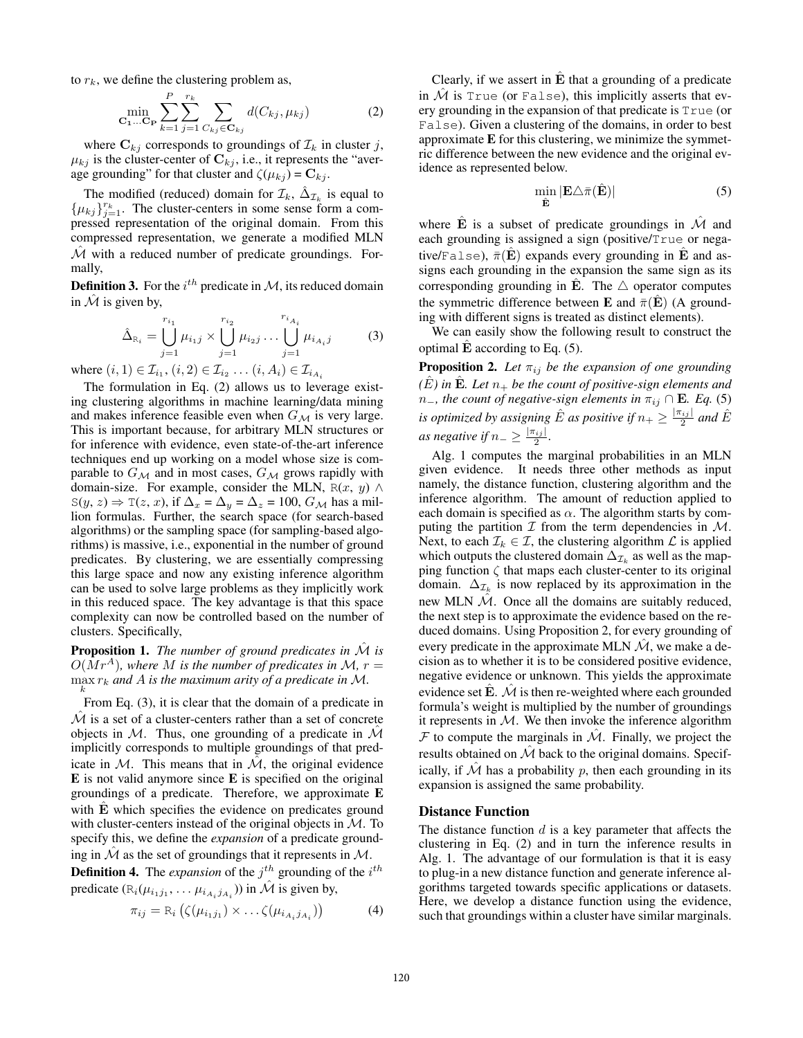to $r_k$, we define the clustering problem as,

$$\min_{\mathbf{C_1}\ldots\mathbf{C_P}} \sum_{k=1}^{P}\sum_{j=1}^{r_k}\sum_{C_{kj}\in\mathbf{C}_{kj}} d(C_{kj}, \mu_{kj}) \tag{2}$$

where $\mathbf{C}_{kj}$ corresponds to groundings of $\mathcal{I}_k$ in cluster $j$, $\mu_{kj}$ is the cluster-center of $\mathbf{C}_{kj}$, i.e., it represents the "average grounding" for that cluster and $\zeta(\mu_{kj}) = \mathbf{C}_{kj}$.

The modified (reduced) domain for $\mathcal{I}_k$, $\hat{\Delta}_{\mathcal{I}_k}$ is equal to $\{\mu_{kj}\}_{j=1}^{r_k}$. The cluster-centers in some sense form a compressed representation of the original domain. From this compressed representation, we generate a modified MLN $\hat{\mathcal{M}}$ with a reduced number of predicate groundings. Formally,

**Definition 3.** For the $i^{th}$ predicate in $\mathcal{M}$, its reduced domain in $\hat{\mathcal{M}}$ is given by,

$$\hat{\Delta}_{\mathtt{R}_i} = \bigcup_{j=1}^{r_{i_1}} \mu_{i_1 j} \times \bigcup_{j=1}^{r_{i_2}} \mu_{i_2 j} \ldots \bigcup_{j=1}^{r_{i_{A_i}}} \mu_{i_{A_i} j} \tag{3}$$

where $(i,1) \in \mathcal{I}_{i_1}, (i,2) \in \mathcal{I}_{i_2} \ldots (i, A_i) \in \mathcal{I}_{i_{A_i}}$

The formulation in Eq. (2) allows us to leverage existing clustering algorithms in machine learning/data mining and makes inference feasible even when $G_{\mathcal{M}}$ is very large. This is important because, for arbitrary MLN structures or for inference with evidence, even state-of-the-art inference techniques end up working on a model whose size is comparable to $G_{\mathcal{M}}$ and in most cases, $G_{\mathcal{M}}$ grows rapidly with domain-size. For example, consider the MLN, $\mathtt{R}(x, y) \wedge \mathtt{S}(y, z) \Rightarrow \mathtt{T}(z, x)$, if $\Delta_x = \Delta_y = \Delta_z = 100$, $G_{\mathcal{M}}$ has a million formulas. Further, the search space (for search-based algorithms) or the sampling space (for sampling-based algorithms) is massive, i.e., exponential in the number of ground predicates. By clustering, we are essentially compressing this large space and now any existing inference algorithm can be used to solve large problems as they implicitly work in this reduced space. The key advantage is that this space complexity can now be controlled based on the number of clusters. Specifically,

**Proposition 1.** *The number of ground predicates in $\hat{\mathcal{M}}$ is $O(Mr^A)$, where $M$ is the number of predicates in $\mathcal{M}$, $r = \max_k r_k$ and $A$ is the maximum arity of a predicate in $\mathcal{M}$.*

From Eq. (3), it is clear that the domain of a predicate in $\hat{\mathcal{M}}$ is a set of a cluster-centers rather than a set of concrete objects in $\mathcal{M}$. Thus, one grounding of a predicate in $\hat{\mathcal{M}}$ implicitly corresponds to multiple groundings of that predicate in $\mathcal{M}$. This means that in $\hat{\mathcal{M}}$, the original evidence $\mathbf{E}$ is not valid anymore since $\mathbf{E}$ is specified on the original groundings of a predicate. Therefore, we approximate $\mathbf{E}$ with $\hat{\mathbf{E}}$ which specifies the evidence on predicates ground with cluster-centers instead of the original objects in $\mathcal{M}$. To specify this, we define the *expansion* of a predicate grounding in $\hat{\mathcal{M}}$ as the set of groundings that it represents in $\mathcal{M}$.

**Definition 4.** The *expansion* of the $j^{th}$ grounding of the $i^{th}$ predicate ($\mathtt{R}_i(\mu_{i_1 j_1}, \ldots \mu_{i_{A_i} j_{A_i}})$) in $\hat{\mathcal{M}}$ is given by,

$$\pi_{ij} = \mathtt{R}_i\left(\zeta(\mu_{i_1 j_1}) \times \ldots \zeta(\mu_{i_{A_i} j_{A_i}})\right) \tag{4}$$

Clearly, if we assert in $\hat{\mathbf{E}}$ that a grounding of a predicate in $\hat{\mathcal{M}}$ is `True` (or `False`), this implicitly asserts that every grounding in the expansion of that predicate is `True` (or `False`). Given a clustering of the domains, in order to best approximate $\mathbf{E}$ for this clustering, we minimize the symmetric difference between the new evidence and the original evidence as represented below.

$$\min_{\hat{\mathbf{E}}} |\mathbf{E} \triangle \bar{\pi}(\hat{\mathbf{E}})| \tag{5}$$

where $\hat{\mathbf{E}}$ is a subset of predicate groundings in $\hat{\mathcal{M}}$ and each grounding is assigned a sign (positive/`True` or negative/`False`), $\bar{\pi}(\hat{\mathbf{E}})$ expands every grounding in $\hat{\mathbf{E}}$ and assigns each grounding in the expansion the same sign as its corresponding grounding in $\hat{\mathbf{E}}$. The $\triangle$ operator computes the symmetric difference between $\mathbf{E}$ and $\bar{\pi}(\hat{\mathbf{E}})$ (A grounding with different signs is treated as distinct elements).

We can easily show the following result to construct the optimal $\hat{\mathbf{E}}$ according to Eq. (5).

**Proposition 2.** *Let $\pi_{ij}$ be the expansion of one grounding ($\hat{E}$) in $\hat{\mathbf{E}}$. Let $n_+$ be the count of positive-sign elements and $n_-$, the count of negative-sign elements in $\pi_{ij} \cap \mathbf{E}$. Eq. (5) is optimized by assigning $\hat{E}$ as positive if $n_+ \geq \frac{|\pi_{ij}|}{2}$ and $\hat{E}$ as negative if $n_- \geq \frac{|\pi_{ij}|}{2}$.*

Alg. 1 computes the marginal probabilities in an MLN given evidence. It needs three other methods as input namely, the distance function, clustering algorithm and the inference algorithm. The amount of reduction applied to each domain is specified as $\alpha$. The algorithm starts by computing the partition $\mathcal{I}$ from the term dependencies in $\mathcal{M}$. Next, to each $\mathcal{I}_k \in \mathcal{I}$, the clustering algorithm $\mathcal{L}$ is applied which outputs the clustered domain $\Delta_{\mathcal{I}_k}$ as well as the mapping function $\zeta$ that maps each cluster-center to its original domain. $\Delta_{\mathcal{I}_k}$ is now replaced by its approximation in the new MLN $\hat{\mathcal{M}}$. Once all the domains are suitably reduced, the next step is to approximate the evidence based on the reduced domains. Using Proposition 2, for every grounding of every predicate in the approximate MLN $\hat{\mathcal{M}}$, we make a decision as to whether it is to be considered positive evidence, negative evidence or unknown. This yields the approximate evidence set $\hat{\mathbf{E}}$. $\hat{\mathcal{M}}$ is then re-weighted where each grounded formula's weight is multiplied by the number of groundings it represents in $\mathcal{M}$. We then invoke the inference algorithm $\mathcal{F}$ to compute the marginals in $\hat{\mathcal{M}}$. Finally, we project the results obtained on $\hat{\mathcal{M}}$ back to the original domains. Specifically, if $\hat{\mathcal{M}}$ has a probability $p$, then each grounding in its expansion is assigned the same probability.

## Distance Function

The distance function $d$ is a key parameter that affects the clustering in Eq. (2) and in turn the inference results in Alg. 1. The advantage of our formulation is that it is easy to plug-in a new distance function and generate inference algorithms targeted towards specific applications or datasets. Here, we develop a distance function using the evidence, such that groundings within a cluster have similar marginals.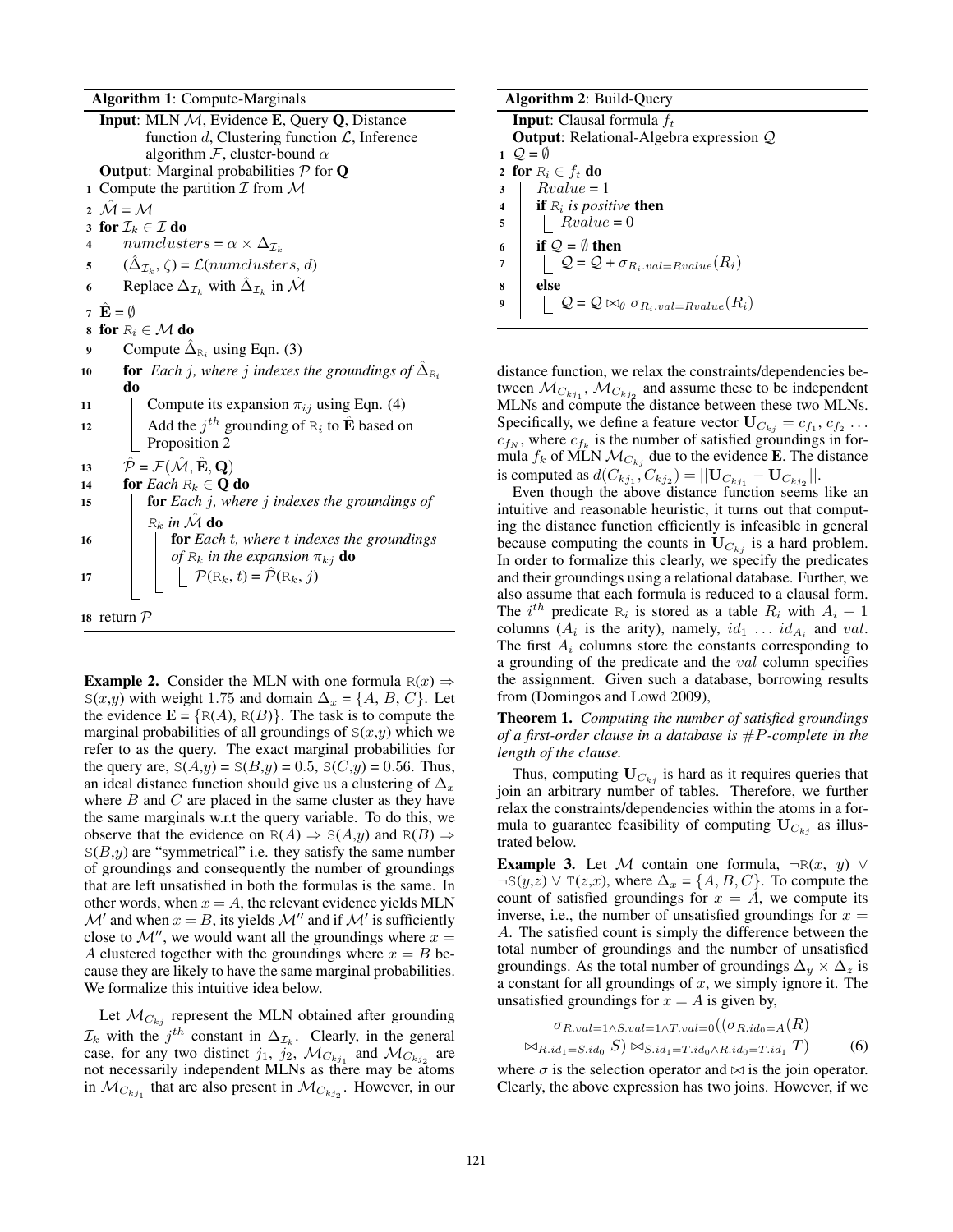**Algorithm 1**: Compute-Marginals

```
Input: MLN M, Evidence E, Query Q, Distance
       function d, Clustering function L, Inference
       algorithm F, cluster-bound α
Output: Marginal probabilities P for Q
1  Compute the partition I from M
2  M̂ = M
3  for I_k ∈ I do
4      numclusters = α × Δ_{I_k}
5      (Δ̂_{I_k}, ζ) = L(numclusters, d)
6      Replace Δ_{I_k} with Δ̂_{I_k} in M̂
7  Ê = ∅
8  for R_i ∈ M do
9      Compute Δ̂_{R_i} using Eqn. (3)
10     for Each j, where j indexes the groundings of Δ̂_{R_i} do
11         Compute its expansion π_{ij} using Eqn. (4)
12         Add the j^th grounding of R_i to Ê based on
           Proposition 2
13     P̂ = F(M̂, Ê, Q)
14     for Each R_k ∈ Q do
15         for Each j, where j indexes the groundings of
           R_k in M̂ do
16             for Each t, where t indexes the groundings
               of R_k in the expansion π_{kj} do
17                 P(R_k, t) = P̂(R_k, j)
18 return P
```

**Example 2.** Consider the MLN with one formula $\mathtt{R}(x) \Rightarrow \mathtt{S}(x,y)$ with weight 1.75 and domain $\Delta_x = \{A, B, C\}$. Let the evidence $\mathbf{E} = \{\mathtt{R}(A), \mathtt{R}(B)\}$. The task is to compute the marginal probabilities of all groundings of $\mathtt{S}(x,y)$ which we refer to as the query. The exact marginal probabilities for the query are, $\mathtt{S}(A,y) = \mathtt{S}(B,y) = 0.5$, $\mathtt{S}(C,y) = 0.56$. Thus, an ideal distance function should give us a clustering of $\Delta_x$ where $B$ and $C$ are placed in the same cluster as they have the same marginals w.r.t the query variable. To do this, we observe that the evidence on $\mathtt{R}(A) \Rightarrow \mathtt{S}(A,y)$ and $\mathtt{R}(B) \Rightarrow \mathtt{S}(B,y)$ are "symmetrical" i.e. they satisfy the same number of groundings and consequently the number of groundings that are left unsatisfied in both the formulas is the same. In other words, when $x = A$, the relevant evidence yields MLN $\mathcal{M}'$ and when $x = B$, its yields $\mathcal{M}''$ and if $\mathcal{M}'$ is sufficiently close to $\mathcal{M}''$, we would want all the groundings where $x = A$ clustered together with the groundings where $x = B$ because they are likely to have the same marginal probabilities. We formalize this intuitive idea below.

Let $\mathcal{M}_{C_{kj}}$ represent the MLN obtained after grounding $\mathcal{I}_k$ with the $j^{th}$ constant in $\Delta_{\mathcal{I}_k}$. Clearly, in the general case, for any two distinct $j_1$, $j_2$, $\mathcal{M}_{C_{kj_1}}$ and $\mathcal{M}_{C_{kj_2}}$ are not necessarily independent MLNs as there may be atoms in $\mathcal{M}_{C_{kj_1}}$ that are also present in $\mathcal{M}_{C_{kj_2}}$. However, in our distance function, we relax the constraints/dependencies between $\mathcal{M}_{C_{kj_1}}$, $\mathcal{M}_{C_{kj_2}}$ and assume these to be independent MLNs and compute the distance between these two MLNs. Specifically, we define a feature vector $\mathbf{U}_{C_{kj}} = c_{f_1}, c_{f_2} \ldots c_{f_N}$, where $c_{f_k}$ is the number of satisfied groundings in formula $f_k$ of MLN $\mathcal{M}_{C_{kj}}$ due to the evidence $\mathbf{E}$. The distance is computed as $d(C_{kj_1}, C_{kj_2}) = ||\mathbf{U}_{C_{kj_1}} - \mathbf{U}_{C_{kj_2}}||$.

**Algorithm 2**: Build-Query

```
Input: Clausal formula f_t
Output: Relational-Algebra expression Q
1  Q = ∅
2  for R_i ∈ f_t do
3      Rvalue = 1
4      if R_i is positive then
5          Rvalue = 0
6      if Q = ∅ then
7          Q = Q + σ_{R_i.val=Rvalue}(R_i)
8      else
9          Q = Q ⋈_θ σ_{R_i.val=Rvalue}(R_i)
```

Even though the above distance function seems like an intuitive and reasonable heuristic, it turns out that computing the distance function efficiently is infeasible in general because computing the counts in $\mathbf{U}_{C_{kj}}$ is a hard problem. In order to formalize this clearly, we specify the predicates and their groundings using a relational database. Further, we also assume that each formula is reduced to a clausal form. The $i^{th}$ predicate $\mathtt{R}_i$ is stored as a table $R_i$ with $A_i + 1$ columns ($A_i$ is the arity), namely, $id_1 \ldots id_{A_i}$ and $val$. The first $A_i$ columns store the constants corresponding to a grounding of the predicate and the $val$ column specifies the assignment. Given such a database, borrowing results from (Domingos and Lowd 2009),

**Theorem 1.** *Computing the number of satisfied groundings of a first-order clause in a database is #P-complete in the length of the clause.*

Thus, computing $\mathbf{U}_{C_{kj}}$ is hard as it requires queries that join an arbitrary number of tables. Therefore, we further relax the constraints/dependencies within the atoms in a formula to guarantee feasibility of computing $\mathbf{U}_{C_{kj}}$ as illustrated below.

**Example 3.** Let $\mathcal{M}$ contain one formula, $\neg\mathtt{R}(x, y) \vee \neg\mathtt{S}(y,z) \vee \mathtt{T}(z,x)$, where $\Delta_x = \{A, B, C\}$. To compute the count of satisfied groundings for $x = A$, we compute its inverse, i.e., the number of unsatisfied groundings for $x = A$. The satisfied count is simply the difference between the total number of groundings and the number of unsatisfied groundings. As the total number of groundings $\Delta_y \times \Delta_z$ is a constant for all groundings of $x$, we simply ignore it. The unsatisfied groundings for $x = A$ is given by,

$$\sigma_{R.val=1 \wedge S.val=1 \wedge T.val=0}((\sigma_{R.id_0=A}(R) \bowtie_{R.id_1=S.id_0} S) \bowtie_{S.id_1=T.id_0 \wedge R.id_0=T.id_1} T) \quad (6)$$

where $\sigma$ is the selection operator and $\bowtie$ is the join operator. Clearly, the above expression has two joins. However, if we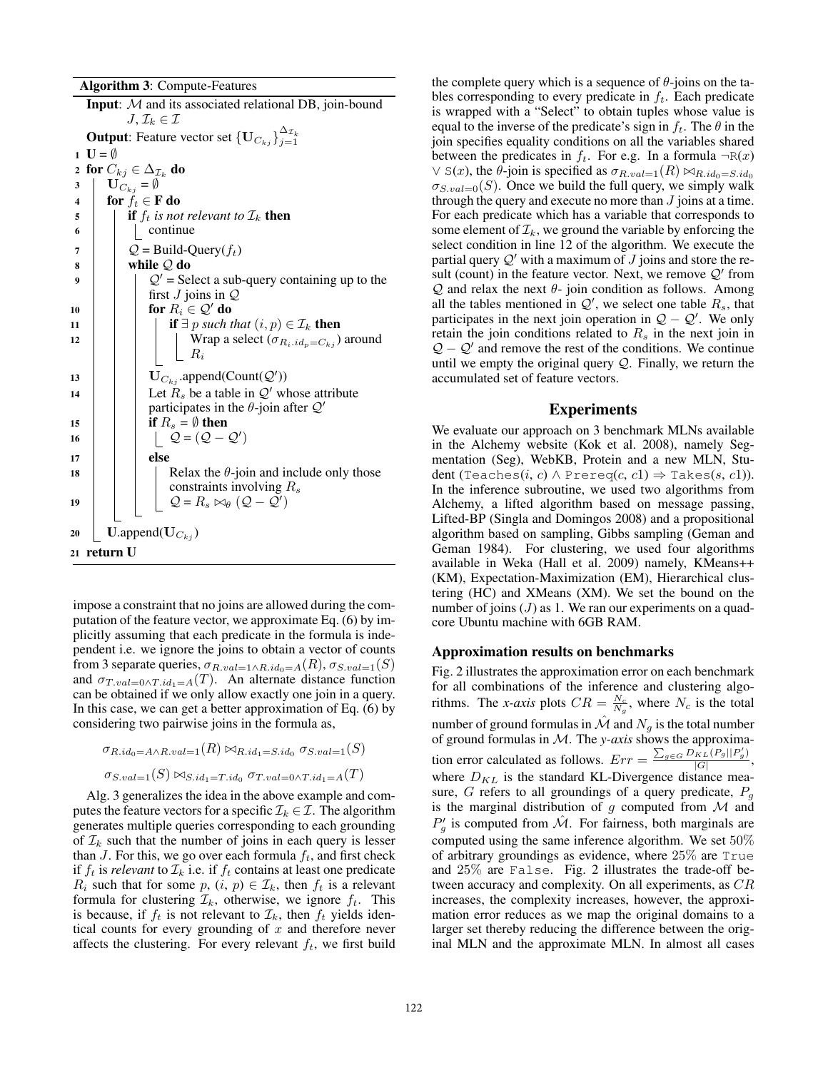**Algorithm 3**: Compute-Features

**Input**: $\mathcal{M}$ and its associated relational DB, join-bound $J$, $\mathcal{I}_k \in \mathcal{I}$

**Output**: Feature vector set $\{\mathbf{U}_{C_{kj}}\}_{j=1}^{\Delta_{\mathcal{I}_k}}$

```
1  U = ∅
2  for C_kj ∈ Δ_{I_k} do
3      U_{C_kj} = ∅
4      for f_t ∈ F do
5          if f_t is not relevant to I_k then
6              continue
7          Q = Build-Query(f_t)
8          while Q do
9              Q' = Select a sub-query containing up to the first J joins in Q
10             for R_i ∈ Q' do
11                 if ∃ p such that (i, p) ∈ I_k then
12                     Wrap a select (σ_{R_i.id_p = C_kj}) around R_i
13             U_{C_kj}.append(Count(Q'))
14             Let R_s be a table in Q' whose attribute participates in the θ-join after Q'
15             if R_s = ∅ then
16                 Q = (Q − Q')
17             else
18                 Relax the θ-join and include only those constraints involving R_s
19                 Q = R_s ⋈_θ (Q − Q')
20     U.append(U_{C_kj})
21 return U
```

impose a constraint that no joins are allowed during the computation of the feature vector, we approximate Eq. (6) by implicitly assuming that each predicate in the formula is independent i.e. we ignore the joins to obtain a vector of counts from 3 separate queries, $\sigma_{R.val=1 \wedge R.id_0=A}(R)$, $\sigma_{S.val=1}(S)$ and $\sigma_{T.val=0 \wedge T.id_1=A}(T)$. An alternate distance function can be obtained if we only allow exactly one join in a query. In this case, we can get a better approximation of Eq. (6) by considering two pairwise joins in the formula as,

$$\sigma_{R.id_0=A \wedge R.val=1}(R) \bowtie_{R.id_1=S.id_0} \sigma_{S.val=1}(S)$$

$$\sigma_{S.val=1}(S) \bowtie_{S.id_1=T.id_0} \sigma_{T.val=0 \wedge T.id_1=A}(T)$$

Alg. 3 generalizes the idea in the above example and computes the feature vectors for a specific $\mathcal{I}_k \in \mathcal{I}$. The algorithm generates multiple queries corresponding to each grounding of $\mathcal{I}_k$ such that the number of joins in each query is lesser than $J$. For this, we go over each formula $f_t$, and first check if $f_t$ is *relevant* to $\mathcal{I}_k$ i.e. if $f_t$ contains at least one predicate $R_i$ such that for some $p$, $(i, p) \in \mathcal{I}_k$, then $f_t$ is a relevant formula for clustering $\mathcal{I}_k$, otherwise, we ignore $f_t$. This is because, if $f_t$ is not relevant to $\mathcal{I}_k$, then $f_t$ yields identical counts for every grounding of $x$ and therefore never affects the clustering. For every relevant $f_t$, we first build the complete query which is a sequence of $\theta$-joins on the tables corresponding to every predicate in $f_t$. Each predicate is wrapped with a "Select" to obtain tuples whose value is equal to the inverse of the predicate's sign in $f_t$. The $\theta$ in the join specifies equality conditions on all the variables shared between the predicates in $f_t$. For e.g. In a formula $\neg$R($x$) $\vee$ S($x$), the $\theta$-join is specified as $\sigma_{R.val=1}(R) \bowtie_{R.id_0=S.id_0} \sigma_{S.val=0}(S)$. Once we build the full query, we simply walk through the query and execute no more than $J$ joins at a time. For each predicate which has a variable that corresponds to some element of $\mathcal{I}_k$, we ground the variable by enforcing the select condition in line 12 of the algorithm. We execute the partial query $\mathcal{Q}'$ with a maximum of $J$ joins and store the result (count) in the feature vector. Next, we remove $\mathcal{Q}'$ from $\mathcal{Q}$ and relax the next $\theta$- join condition as follows. Among all the tables mentioned in $\mathcal{Q}'$, we select one table $R_s$, that participates in the next join operation in $\mathcal{Q} - \mathcal{Q}'$. We only retain the join conditions related to $R_s$ in the next join in $\mathcal{Q} - \mathcal{Q}'$ and remove the rest of the conditions. We continue until we empty the original query $\mathcal{Q}$. Finally, we return the accumulated set of feature vectors.

## Experiments

We evaluate our approach on 3 benchmark MLNs available in the Alchemy website (Kok et al. 2008), namely Segmentation (Seg), WebKB, Protein and a new MLN, Student (Teaches($i$, $c$) $\wedge$ Prereq($c$, $c1$) $\Rightarrow$ Takes($s$, $c1$)). In the inference subroutine, we used two algorithms from Alchemy, a lifted algorithm based on message passing, Lifted-BP (Singla and Domingos 2008) and a propositional algorithm based on sampling, Gibbs sampling (Geman and Geman 1984). For clustering, we used four algorithms available in Weka (Hall et al. 2009) namely, KMeans++ (KM), Expectation-Maximization (EM), Hierarchical clustering (HC) and XMeans (XM). We set the bound on the number of joins ($J$) as 1. We ran our experiments on a quad-core Ubuntu machine with 6GB RAM.

### Approximation results on benchmarks

Fig. 2 illustrates the approximation error on each benchmark for all combinations of the inference and clustering algorithms. The *x-axis* plots $CR = \frac{N_c}{N_g}$, where $N_c$ is the total number of ground formulas in $\hat{\mathcal{M}}$ and $N_g$ is the total number of ground formulas in $\mathcal{M}$. The *y-axis* shows the approximation error calculated as follows. $Err = \frac{\sum_{g \in G} D_{KL}(P_g || P'_g)}{|G|}$, where $D_{KL}$ is the standard KL-Divergence distance measure, $G$ refers to all groundings of a query predicate, $P_g$ is the marginal distribution of $g$ computed from $\mathcal{M}$ and $P'_g$ is computed from $\hat{\mathcal{M}}$. For fairness, both marginals are computed using the same inference algorithm. We set 50% of arbitrary groundings as evidence, where 25% are True and 25% are False. Fig. 2 illustrates the trade-off between accuracy and complexity. On all experiments, as $CR$ increases, the complexity increases, however, the approximation error reduces as we map the original domains to a larger set thereby reducing the difference between the original MLN and the approximate MLN. In almost all cases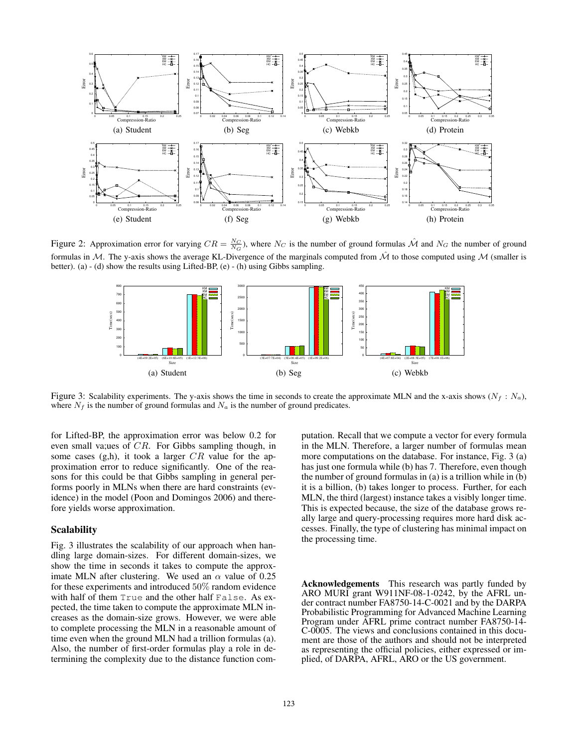(a) Student (b) Seg (c) Webkb (d) Protein

(e) Student (f) Seg (g) Webkb (h) Protein

Figure 2: Approximation error for varying $CR = \frac{N_C}{N_G}$), where $N_C$ is the number of ground formulas $\hat{\mathcal{M}}$ and $N_G$ the number of ground formulas in $\mathcal{M}$. The y-axis shows the average KL-Divergence of the marginals computed from $\hat{\mathcal{M}}$ to those computed using $\mathcal{M}$ (smaller is better). (a) - (d) show the results using Lifted-BP, (e) - (h) using Gibbs sampling.

(a) Student (b) Seg (c) Webkb

Figure 3: Scalability experiments. The y-axis shows the time in seconds to create the approximate MLN and the x-axis shows ($N_f$ : $N_a$), where $N_f$ is the number of ground formulas and $N_a$ is the number of ground predicates.

for Lifted-BP, the approximation error was below 0.2 for even small va;ues of $CR$. For Gibbs sampling though, in some cases (g,h), it took a larger $CR$ value for the approximation error to reduce significantly. One of the reasons for this could be that Gibbs sampling in general performs poorly in MLNs when there are hard constraints (evidence) in the model (Poon and Domingos 2006) and therefore yields worse approximation.

## Scalability

Fig. 3 illustrates the scalability of our approach when handling large domain-sizes. For different domain-sizes, we show the time in seconds it takes to compute the approximate MLN after clustering. We used an $\alpha$ value of 0.25 for these experiments and introduced $50\%$ random evidence with half of them `True` and the other half `False`. As expected, the time taken to compute the approximate MLN increases as the domain-size grows. However, we were able to complete processing the MLN in a reasonable amount of time even when the ground MLN had a trillion formulas (a). Also, the number of first-order formulas play a role in determining the complexity due to the distance function computation. Recall that we compute a vector for every formula in the MLN. Therefore, a larger number of formulas mean more computations on the database. For instance, Fig. 3 (a) has just one formula while (b) has 7. Therefore, even though the number of ground formulas in (a) is a trillion while in (b) it is a billion, (b) takes longer to process. Further, for each MLN, the third (largest) instance takes a visibly longer time. This is expected because, the size of the database grows really large and query-processing requires more hard disk accesses. Finally, the type of clustering has minimal impact on the processing time.

**Acknowledgements** This research was partly funded by ARO MURI grant W911NF-08-1-0242, by the AFRL under contract number FA8750-14-C-0021 and by the DARPA Probabilistic Programming for Advanced Machine Learning Program under AFRL prime contract number FA8750-14-C-0005. The views and conclusions contained in this document are those of the authors and should not be interpreted as representing the official policies, either expressed or implied, of DARPA, AFRL, ARO or the US government.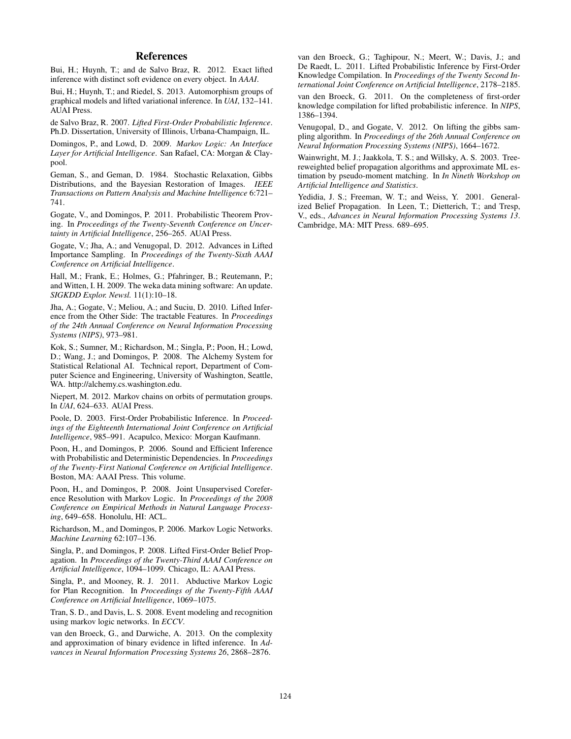## References

Bui, H.; Huynh, T.; and de Salvo Braz, R. 2012. Exact lifted inference with distinct soft evidence on every object. In *AAAI*.

Bui, H.; Huynh, T.; and Riedel, S. 2013. Automorphism groups of graphical models and lifted variational inference. In *UAI*, 132–141. AUAI Press.

de Salvo Braz, R. 2007. *Lifted First-Order Probabilistic Inference*. Ph.D. Dissertation, University of Illinois, Urbana-Champaign, IL.

Domingos, P., and Lowd, D. 2009. *Markov Logic: An Interface Layer for Artificial Intelligence*. San Rafael, CA: Morgan & Claypool.

Geman, S., and Geman, D. 1984. Stochastic Relaxation, Gibbs Distributions, and the Bayesian Restoration of Images. *IEEE Transactions on Pattern Analysis and Machine Intelligence* 6:721–741.

Gogate, V., and Domingos, P. 2011. Probabilistic Theorem Proving. In *Proceedings of the Twenty-Seventh Conference on Uncertainty in Artificial Intelligence*, 256–265. AUAI Press.

Gogate, V.; Jha, A.; and Venugopal, D. 2012. Advances in Lifted Importance Sampling. In *Proceedings of the Twenty-Sixth AAAI Conference on Artificial Intelligence*.

Hall, M.; Frank, E.; Holmes, G.; Pfahringer, B.; Reutemann, P.; and Witten, I. H. 2009. The weka data mining software: An update. *SIGKDD Explor. Newsl.* 11(1):10–18.

Jha, A.; Gogate, V.; Meliou, A.; and Suciu, D. 2010. Lifted Inference from the Other Side: The tractable Features. In *Proceedings of the 24th Annual Conference on Neural Information Processing Systems (NIPS)*, 973–981.

Kok, S.; Sumner, M.; Richardson, M.; Singla, P.; Poon, H.; Lowd, D.; Wang, J.; and Domingos, P. 2008. The Alchemy System for Statistical Relational AI. Technical report, Department of Computer Science and Engineering, University of Washington, Seattle, WA. http://alchemy.cs.washington.edu.

Niepert, M. 2012. Markov chains on orbits of permutation groups. In *UAI*, 624–633. AUAI Press.

Poole, D. 2003. First-Order Probabilistic Inference. In *Proceedings of the Eighteenth International Joint Conference on Artificial Intelligence*, 985–991. Acapulco, Mexico: Morgan Kaufmann.

Poon, H., and Domingos, P. 2006. Sound and Efficient Inference with Probabilistic and Deterministic Dependencies. In *Proceedings of the Twenty-First National Conference on Artificial Intelligence*. Boston, MA: AAAI Press. This volume.

Poon, H., and Domingos, P. 2008. Joint Unsupervised Coreference Resolution with Markov Logic. In *Proceedings of the 2008 Conference on Empirical Methods in Natural Language Processing*, 649–658. Honolulu, HI: ACL.

Richardson, M., and Domingos, P. 2006. Markov Logic Networks. *Machine Learning* 62:107–136.

Singla, P., and Domingos, P. 2008. Lifted First-Order Belief Propagation. In *Proceedings of the Twenty-Third AAAI Conference on Artificial Intelligence*, 1094–1099. Chicago, IL: AAAI Press.

Singla, P., and Mooney, R. J. 2011. Abductive Markov Logic for Plan Recognition. In *Proceedings of the Twenty-Fifth AAAI Conference on Artificial Intelligence*, 1069–1075.

Tran, S. D., and Davis, L. S. 2008. Event modeling and recognition using markov logic networks. In *ECCV*.

van den Broeck, G., and Darwiche, A. 2013. On the complexity and approximation of binary evidence in lifted inference. In *Advances in Neural Information Processing Systems 26*, 2868–2876.

van den Broeck, G.; Taghipour, N.; Meert, W.; Davis, J.; and De Raedt, L. 2011. Lifted Probabilistic Inference by First-Order Knowledge Compilation. In *Proceedings of the Twenty Second International Joint Conference on Artificial Intelligence*, 2178–2185.

van den Broeck, G. 2011. On the completeness of first-order knowledge compilation for lifted probabilistic inference. In *NIPS*, 1386–1394.

Venugopal, D., and Gogate, V. 2012. On lifting the gibbs sampling algorithm. In *Proceedings of the 26th Annual Conference on Neural Information Processing Systems (NIPS)*, 1664–1672.

Wainwright, M. J.; Jaakkola, T. S.; and Willsky, A. S. 2003. Tree-reweighted belief propagation algorithms and approximate ML estimation by pseudo-moment matching. In *In Nineth Workshop on Artificial Intelligence and Statistics*.

Yedidia, J. S.; Freeman, W. T.; and Weiss, Y. 2001. Generalized Belief Propagation. In Leen, T.; Dietterich, T.; and Tresp, V., eds., *Advances in Neural Information Processing Systems 13*. Cambridge, MA: MIT Press. 689–695.